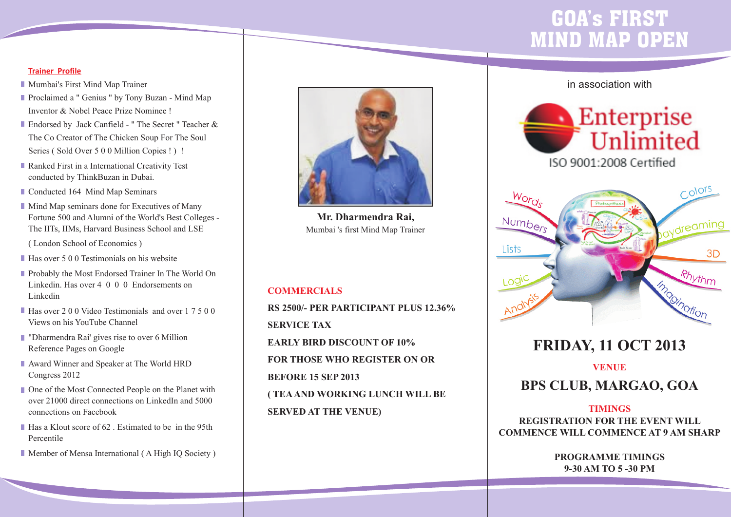**Trainer Profile**

- Mumbai's First Mind Map Trainer
- Proclaimed a " Genius " by Tony Buzan - Mind Map Inventor & Nobel Peace Prize Nominee !
- Endorsed by Jack Canfield - " The Secret " Teacher & The Co Creator of The Chicken Soup For The Soul Series ( Sold Over 5 0 0 Million Copies ! ) !
- Ranked First in a International Creativity Test conducted by ThinkBuzan in Dubai.
- Conducted 164 Mind Map Seminars
- Mind Map seminars done for Executives of Many Fortune 500 and Alumni of the World's Best Colleges - The IITs, IIMs, Harvard Business School and LSE ( London School of Economics )
- Has over 5 0 0 Testimonials on his website
- Probably the Most Endorsed Trainer In The World On Linkedin. Has over 4 0 0 0 Endorsements on Linkedin
- Has over 2 0 0 Video Testimonials and over 1 7 5 0 0 Views on his YouTube Channel
- "Dharmendra Rai' gives rise to over 6 Million Reference Pages on Google
- Award Winner and Speaker at The World HRD Congress 2012
- One of the Most Connected People on the Planet with over 21000 direct connections on LinkedIn and 5000 connections on Facebook
- Has a Klout score of 62 . Estimated to be in the 95th Percentile
- Member of Mensa International ( A High IQ Society )

**Mr. Dharmendra Rai,**
Mumbai 's first Mind Map Trainer

**COMMERCIALS**

**RS 2500/- PER PARTICIPANT PLUS 12.36% SERVICE TAX**

**EARLY BIRD DISCOUNT OF 10% FOR THOSE WHO REGISTER ON OR BEFORE 15 SEP 2013**

**( TEA AND WORKING LUNCH WILL BE SERVED AT THE VENUE)**

# GOA's FIRST MIND MAP OPEN

in association with

Enterprise Unlimited
ISO 9001:2008 Certified

Words, Numbers, Lists, Logic, Analysis, Colors, Daydreaming, 3D, Rhythm, Imagination

## FRIDAY, 11 OCT 2013

**VENUE**

## BPS CLUB, MARGAO, GOA

**TIMINGS**

**REGISTRATION FOR THE EVENT WILL COMMENCE WILL COMMENCE AT 9 AM SHARP**

**PROGRAMME TIMINGS**
**9-30 AM TO 5 -30 PM**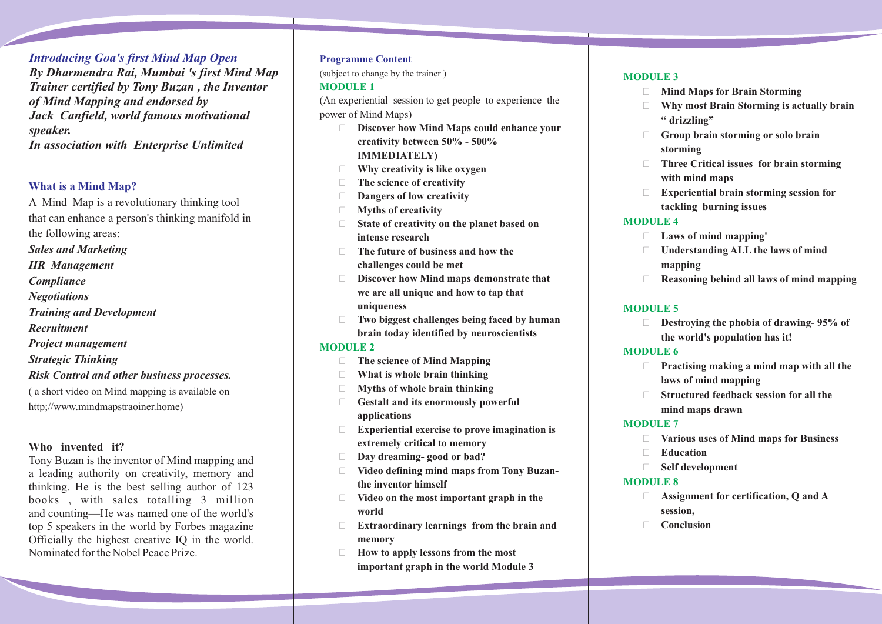*Introducing Goa's first Mind Map Open*
***By Dharmendra Rai, Mumbai 's first Mind Map Trainer certified by Tony Buzan , the Inventor of Mind Mapping and endorsed by Jack Canfield, world famous motivational speaker.***
***In association with Enterprise Unlimited***

## What is a Mind Map?

A Mind Map is a revolutionary thinking tool that can enhance a person's thinking manifold in the following areas:

***Sales and Marketing***
***HR Management***
***Compliance***
***Negotiations***
***Training and Development***
***Recruitment***
***Project management***
***Strategic Thinking***
***Risk Control and other business processes.***

( a short video on Mind mapping is available on http;//www.mindmapstraoiner.home)

## Who invented it?

Tony Buzan is the inventor of Mind mapping and a leading authority on creativity, memory and thinking. He is the best selling author of 123 books , with sales totalling 3 million and counting—He was named one of the world's top 5 speakers in the world by Forbes magazine Officially the highest creative IQ in the world. Nominated for the Nobel Peace Prize.

## Programme Content

(subject to change by the trainer )

### MODULE 1

(An experiential session to get people to experience the power of Mind Maps)

- **Discover how Mind Maps could enhance your creativity between 50% - 500% IMMEDIATELY)**
- **Why creativity is like oxygen**
- **The science of creativity**
- **Dangers of low creativity**
- **Myths of creativity**
- **State of creativity on the planet based on intense research**
- **The future of business and how the challenges could be met**
- **Discover how Mind maps demonstrate that we are all unique and how to tap that uniqueness**
- **Two biggest challenges being faced by human brain today identified by neuroscientists**

### MODULE 2

- **The science of Mind Mapping**
- **What is whole brain thinking**
- **Myths of whole brain thinking**
- **Gestalt and its enormously powerful applications**
- **Experiential exercise to prove imagination is extremely critical to memory**
- **Day dreaming- good or bad?**
- **Video defining mind maps from Tony Buzan- the inventor himself**
- **Video on the most important graph in the world**
- **Extraordinary learnings from the brain and memory**
- **How to apply lessons from the most important graph in the world Module 3**

### MODULE 3

- **Mind Maps for Brain Storming**
- **Why most Brain Storming is actually brain " drizzling"**
- **Group brain storming or solo brain storming**
- **Three Critical issues for brain storming with mind maps**
- **Experiential brain storming session for tackling burning issues**

### MODULE 4

- **Laws of mind mapping'**
- **Understanding ALL the laws of mind mapping**
- **Reasoning behind all laws of mind mapping**

### MODULE 5

- **Destroying the phobia of drawing- 95% of the world's population has it!**

### MODULE 6

- **Practising making a mind map with all the laws of mind mapping**
- **Structured feedback session for all the mind maps drawn**

### MODULE 7

- **Various uses of Mind maps for Business**
- **Education**
- **Self development**

### MODULE 8

- **Assignment for certification, Q and A session,**
- **Conclusion**